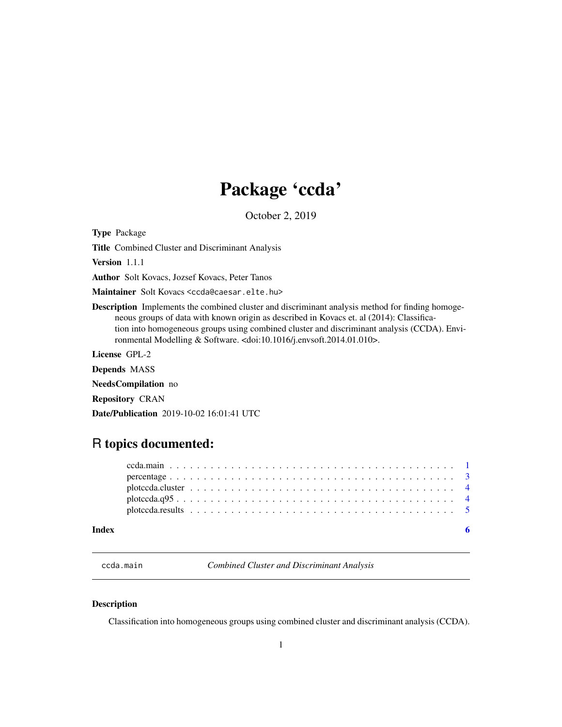# Package 'ccda'

October 2, 2019

**Type** Package

**Title** Combined Cluster and Discriminant Analysis

**Version** 1.1.1

**Author** Solt Kovacs, Jozsef Kovacs, Peter Tanos

**Maintainer** Solt Kovacs <ccda@caesar.elte.hu>

**Description** Implements the combined cluster and discriminant analysis method for finding homogeneous groups of data with known origin as described in Kovacs et. al (2014): Classification into homogeneous groups using combined cluster and discriminant analysis (CCDA). Environmental Modelling & Software. <doi:10.1016/j.envsoft.2014.01.010>.

**License** GPL-2

**Depends** MASS

**NeedsCompilation** no

**Repository** CRAN

**Date/Publication** 2019-10-02 16:01:41 UTC

## R topics documented:

ccda.main . . . . . . . . . . . . . . . . . . . . . . . . . . . . . . . . . . . . . . . . . . 1
percentage . . . . . . . . . . . . . . . . . . . . . . . . . . . . . . . . . . . . . . . . . . 3
plotccda.cluster . . . . . . . . . . . . . . . . . . . . . . . . . . . . . . . . . . . . . . . 4
plotccda.q95 . . . . . . . . . . . . . . . . . . . . . . . . . . . . . . . . . . . . . . . . . 4
plotccda.results . . . . . . . . . . . . . . . . . . . . . . . . . . . . . . . . . . . . . . . 5

**Index** 6

---

`ccda.main` *Combined Cluster and Discriminant Analysis*

---

### Description

Classification into homogeneous groups using combined cluster and discriminant analysis (CCDA).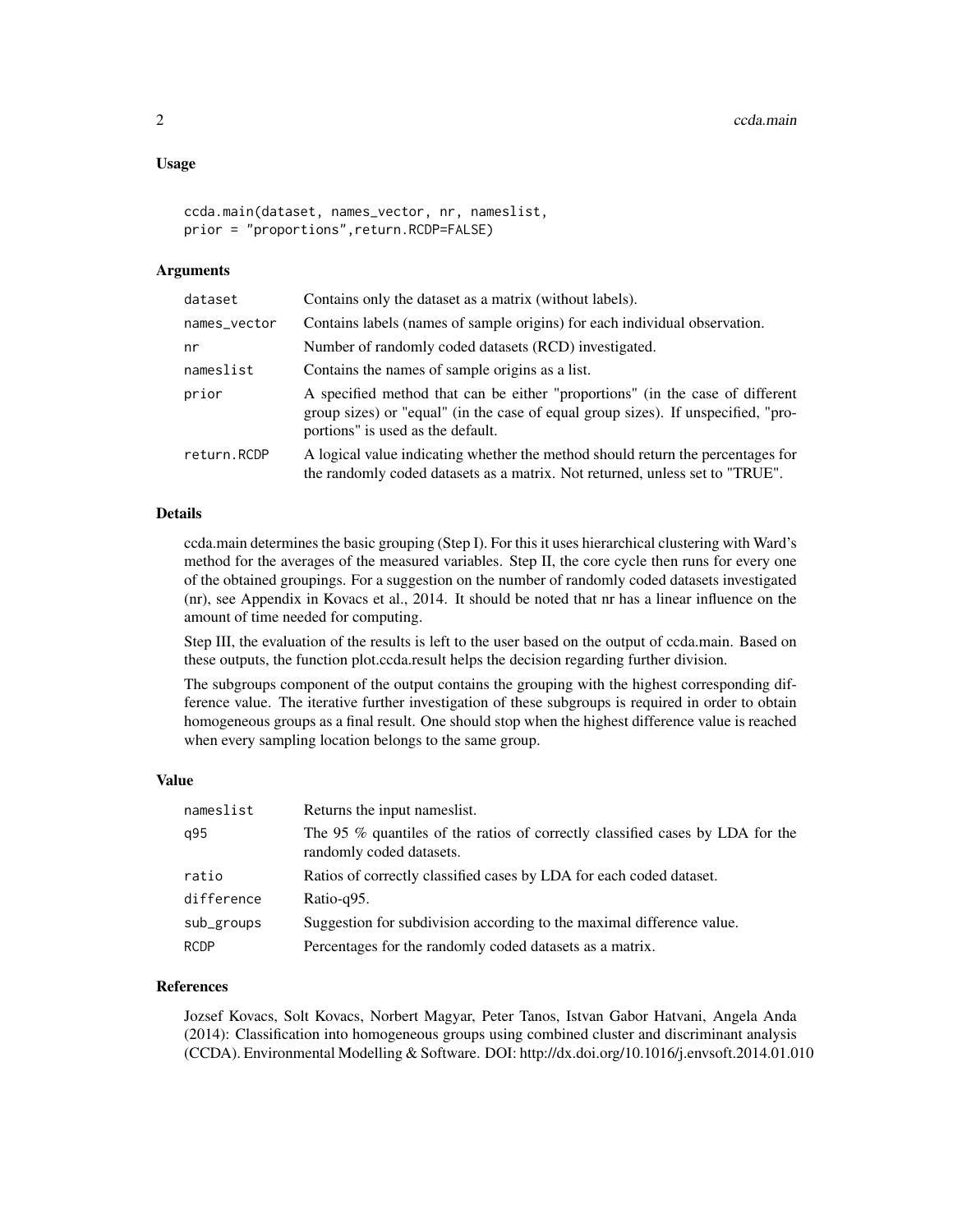## Usage

```
ccda.main(dataset, names_vector, nr, nameslist,
prior = "proportions",return.RCDP=FALSE)
```

## Arguments

| | |
|---|---|
| dataset | Contains only the dataset as a matrix (without labels). |
| names_vector | Contains labels (names of sample origins) for each individual observation. |
| nr | Number of randomly coded datasets (RCD) investigated. |
| nameslist | Contains the names of sample origins as a list. |
| prior | A specified method that can be either "proportions" (in the case of different group sizes) or "equal" (in the case of equal group sizes). If unspecified, "proportions" is used as the default. |
| return.RCDP | A logical value indicating whether the method should return the percentages for the randomly coded datasets as a matrix. Not returned, unless set to "TRUE". |

## Details

ccda.main determines the basic grouping (Step I). For this it uses hierarchical clustering with Ward's method for the averages of the measured variables. Step II, the core cycle then runs for every one of the obtained groupings. For a suggestion on the number of randomly coded datasets investigated (nr), see Appendix in Kovacs et al., 2014. It should be noted that nr has a linear influence on the amount of time needed for computing.

Step III, the evaluation of the results is left to the user based on the output of ccda.main. Based on these outputs, the function plot.ccda.result helps the decision regarding further division.

The subgroups component of the output contains the grouping with the highest corresponding difference value. The iterative further investigation of these subgroups is required in order to obtain homogeneous groups as a final result. One should stop when the highest difference value is reached when every sampling location belongs to the same group.

## Value

| | |
|---|---|
| nameslist | Returns the input nameslist. |
| q95 | The 95 % quantiles of the ratios of correctly classified cases by LDA for the randomly coded datasets. |
| ratio | Ratios of correctly classified cases by LDA for each coded dataset. |
| difference | Ratio-q95. |
| sub_groups | Suggestion for subdivision according to the maximal difference value. |
| RCDP | Percentages for the randomly coded datasets as a matrix. |

## References

Jozsef Kovacs, Solt Kovacs, Norbert Magyar, Peter Tanos, Istvan Gabor Hatvani, Angela Anda (2014): Classification into homogeneous groups using combined cluster and discriminant analysis (CCDA). Environmental Modelling & Software. DOI: http://dx.doi.org/10.1016/j.envsoft.2014.01.010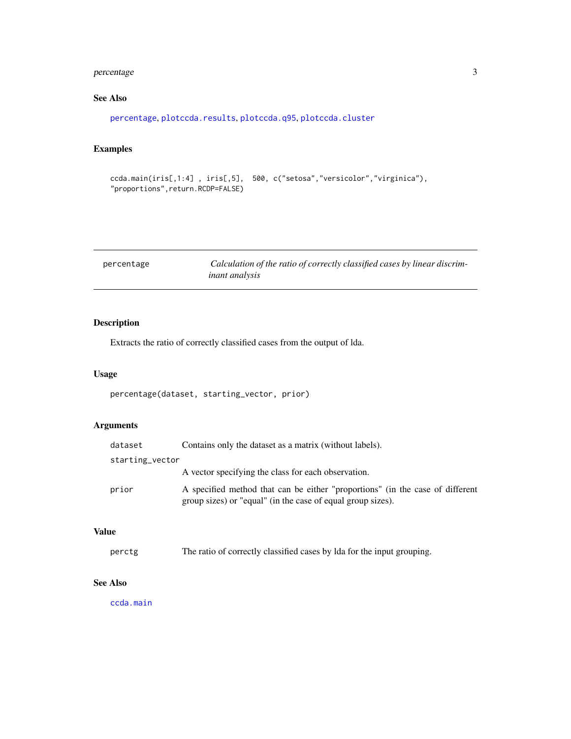## See Also

percentage, plotccda.results, plotccda.q95, plotccda.cluster

## Examples

```
ccda.main(iris[,1:4] , iris[,5],  500, c("setosa","versicolor","virginica"),
"proportions",return.RCDP=FALSE)
```

---

# percentage — *Calculation of the ratio of correctly classified cases by linear discriminant analysis*

---

## Description

Extracts the ratio of correctly classified cases from the output of lda.

## Usage

```
percentage(dataset, starting_vector, prior)
```

## Arguments

| | |
|---|---|
| dataset | Contains only the dataset as a matrix (without labels). |
| starting_vector | A vector specifying the class for each observation. |
| prior | A specified method that can be either "proportions" (in the case of different group sizes) or "equal" (in the case of equal group sizes). |

## Value

| | |
|---|---|
| perctg | The ratio of correctly classified cases by lda for the input grouping. |

## See Also

ccda.main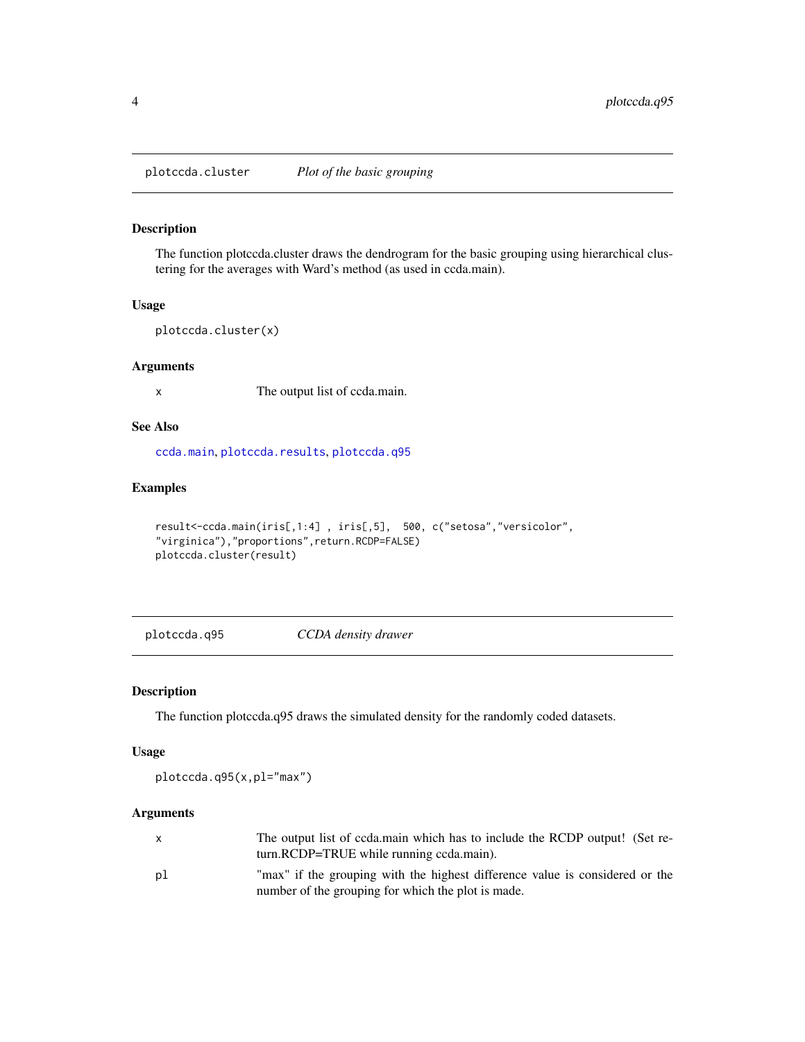## plotccda.cluster — *Plot of the basic grouping*

### Description

The function plotccda.cluster draws the dendrogram for the basic grouping using hierarchical clustering for the averages with Ward's method (as used in ccda.main).

### Usage

```
plotccda.cluster(x)
```

### Arguments

| | |
|---|---|
| x | The output list of ccda.main. |

### See Also

ccda.main, plotccda.results, plotccda.q95

### Examples

```
result<-ccda.main(iris[,1:4] , iris[,5],  500, c("setosa","versicolor",
"virginica"),"proportions",return.RCDP=FALSE)
plotccda.cluster(result)
```

## plotccda.q95 — *CCDA density drawer*

### Description

The function plotccda.q95 draws the simulated density for the randomly coded datasets.

### Usage

```
plotccda.q95(x,pl="max")
```

### Arguments

| | |
|---|---|
| x | The output list of ccda.main which has to include the RCDP output! (Set return.RCDP=TRUE while running ccda.main). |
| pl | "max" if the grouping with the highest difference value is considered or the number of the grouping for which the plot is made. |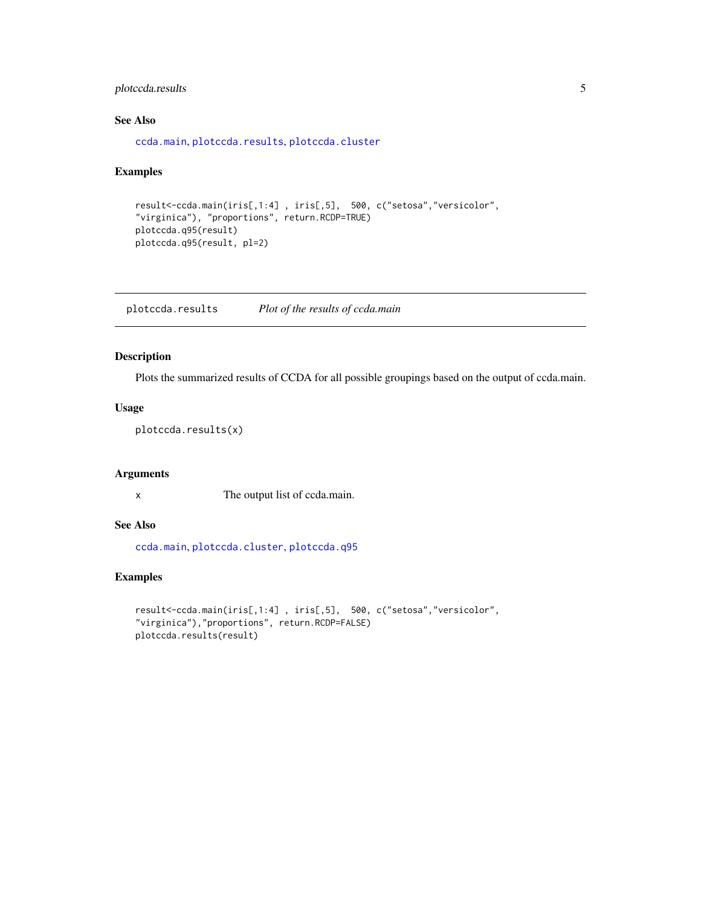### See Also

`ccda.main`, `plotccda.results`, `plotccda.cluster`

### Examples

```
result<-ccda.main(iris[,1:4] , iris[,5],  500, c("setosa","versicolor",
"virginica"), "proportions", return.RCDP=TRUE)
plotccda.q95(result)
plotccda.q95(result, pl=2)
```

---

## plotccda.results — *Plot of the results of ccda.main*

### Description

Plots the summarized results of CCDA for all possible groupings based on the output of ccda.main.

### Usage

```
plotccda.results(x)
```

### Arguments

| | |
|---|---|
| `x` | The output list of ccda.main. |

### See Also

`ccda.main`, `plotccda.cluster`, `plotccda.q95`

### Examples

```
result<-ccda.main(iris[,1:4] , iris[,5],  500, c("setosa","versicolor",
"virginica"),"proportions", return.RCDP=FALSE)
plotccda.results(result)
```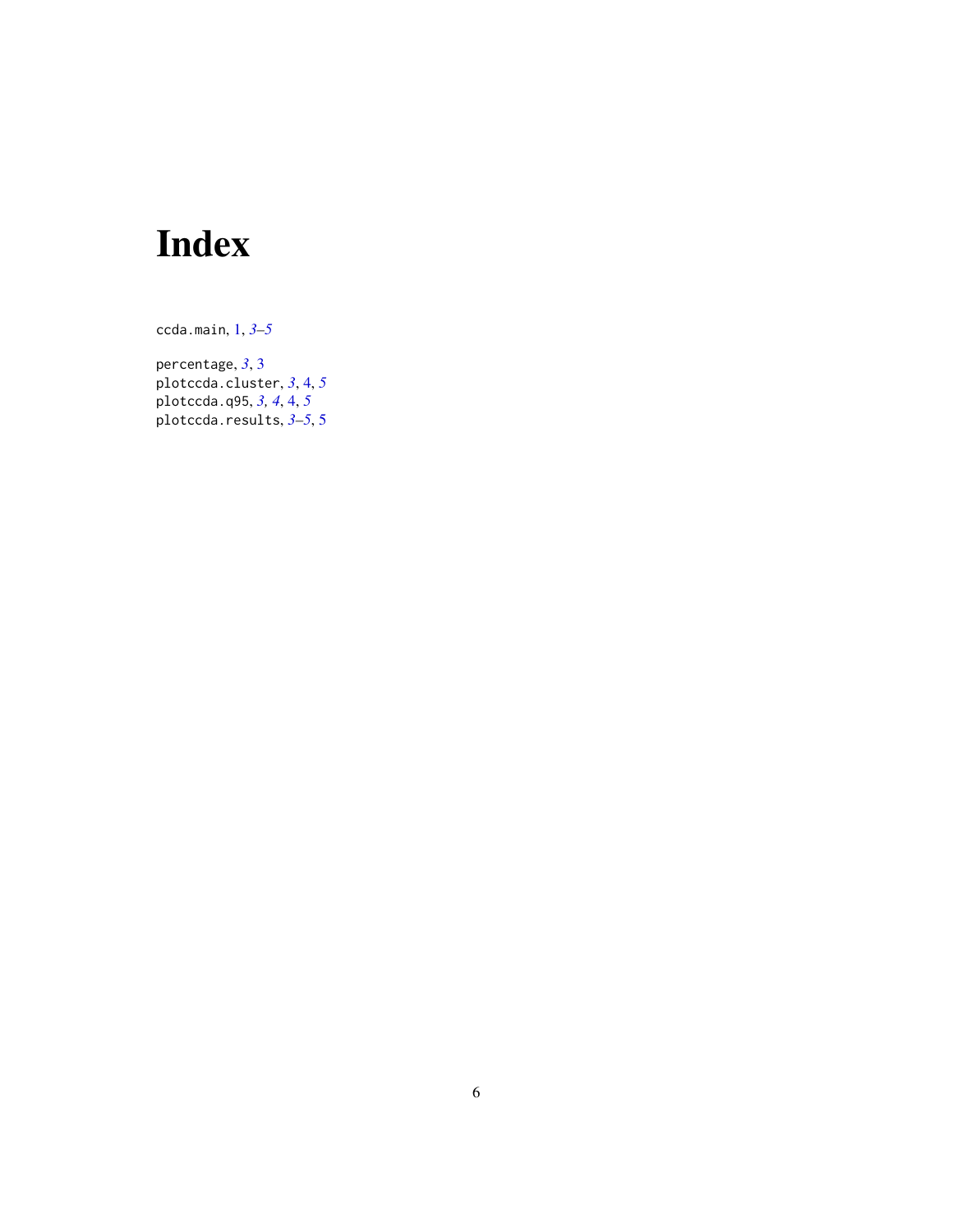# Index

ccda.main, 1, *3–5*

percentage, *3*, 3
plotccda.cluster, *3*, 4, *5*
plotccda.q95, *3, 4*, 4, *5*
plotccda.results, *3–5*, 5